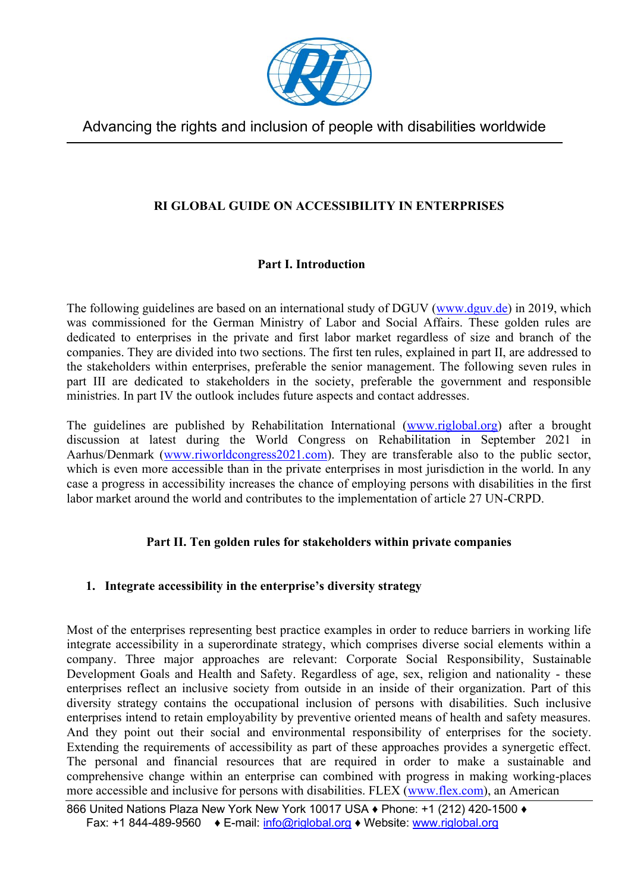Advancing the rights and inclusion of people with disabilities worldwide

# RI GLOBAL GUIDE ON ACCESSIBILITY IN ENTERPRISES

## Part I. Introduction

The following guidelines are based on an international study of DGUV (www.dguv.de) in 2019, which was commissioned for the German Ministry of Labor and Social Affairs. These golden rules are dedicated to enterprises in the private and first labor market regardless of size and branch of the companies. They are divided into two sections. The first ten rules, explained in part II, are addressed to the stakeholders within enterprises, preferable the senior management. The following seven rules in part III are dedicated to stakeholders in the society, preferable the government and responsible ministries. In part IV the outlook includes future aspects and contact addresses.

The guidelines are published by Rehabilitation International (www.riglobal.org) after a brought discussion at latest during the World Congress on Rehabilitation in September 2021 in Aarhus/Denmark (www.riworldcongress2021.com). They are transferable also to the public sector, which is even more accessible than in the private enterprises in most jurisdiction in the world. In any case a progress in accessibility increases the chance of employing persons with disabilities in the first labor market around the world and contributes to the implementation of article 27 UN-CRPD.

## Part II. Ten golden rules for stakeholders within private companies

### 1. Integrate accessibility in the enterprise's diversity strategy

Most of the enterprises representing best practice examples in order to reduce barriers in working life integrate accessibility in a superordinate strategy, which comprises diverse social elements within a company. Three major approaches are relevant: Corporate Social Responsibility, Sustainable Development Goals and Health and Safety. Regardless of age, sex, religion and nationality - these enterprises reflect an inclusive society from outside in an inside of their organization. Part of this diversity strategy contains the occupational inclusion of persons with disabilities. Such inclusive enterprises intend to retain employability by preventive oriented means of health and safety measures. And they point out their social and environmental responsibility of enterprises for the society. Extending the requirements of accessibility as part of these approaches provides a synergetic effect. The personal and financial resources that are required in order to make a sustainable and comprehensive change within an enterprise can combined with progress in making working-places more accessible and inclusive for persons with disabilities. FLEX (www.flex.com), an American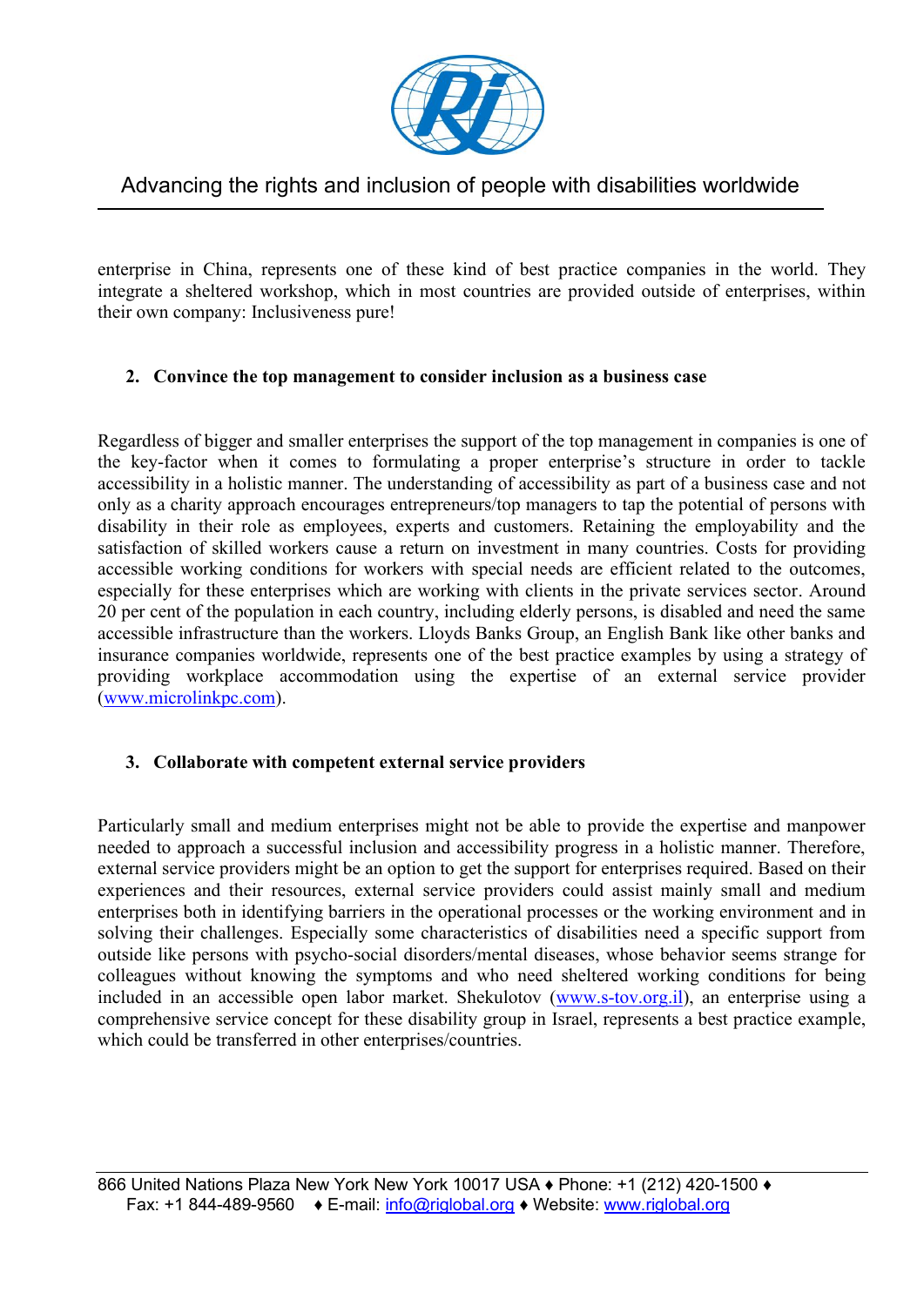enterprise in China, represents one of these kind of best practice companies in the world. They integrate a sheltered workshop, which in most countries are provided outside of enterprises, within their own company: Inclusiveness pure!

## 2. Convince the top management to consider inclusion as a business case

Regardless of bigger and smaller enterprises the support of the top management in companies is one of the key-factor when it comes to formulating a proper enterprise's structure in order to tackle accessibility in a holistic manner. The understanding of accessibility as part of a business case and not only as a charity approach encourages entrepreneurs/top managers to tap the potential of persons with disability in their role as employees, experts and customers. Retaining the employability and the satisfaction of skilled workers cause a return on investment in many countries. Costs for providing accessible working conditions for workers with special needs are efficient related to the outcomes, especially for these enterprises which are working with clients in the private services sector. Around 20 per cent of the population in each country, including elderly persons, is disabled and need the same accessible infrastructure than the workers. Lloyds Banks Group, an English Bank like other banks and insurance companies worldwide, represents one of the best practice examples by using a strategy of providing workplace accommodation using the expertise of an external service provider (www.microlinkpc.com).

## 3. Collaborate with competent external service providers

Particularly small and medium enterprises might not be able to provide the expertise and manpower needed to approach a successful inclusion and accessibility progress in a holistic manner. Therefore, external service providers might be an option to get the support for enterprises required. Based on their experiences and their resources, external service providers could assist mainly small and medium enterprises both in identifying barriers in the operational processes or the working environment and in solving their challenges. Especially some characteristics of disabilities need a specific support from outside like persons with psycho-social disorders/mental diseases, whose behavior seems strange for colleagues without knowing the symptoms and who need sheltered working conditions for being included in an accessible open labor market. Shekulotov (www.s-tov.org.il), an enterprise using a comprehensive service concept for these disability group in Israel, represents a best practice example, which could be transferred in other enterprises/countries.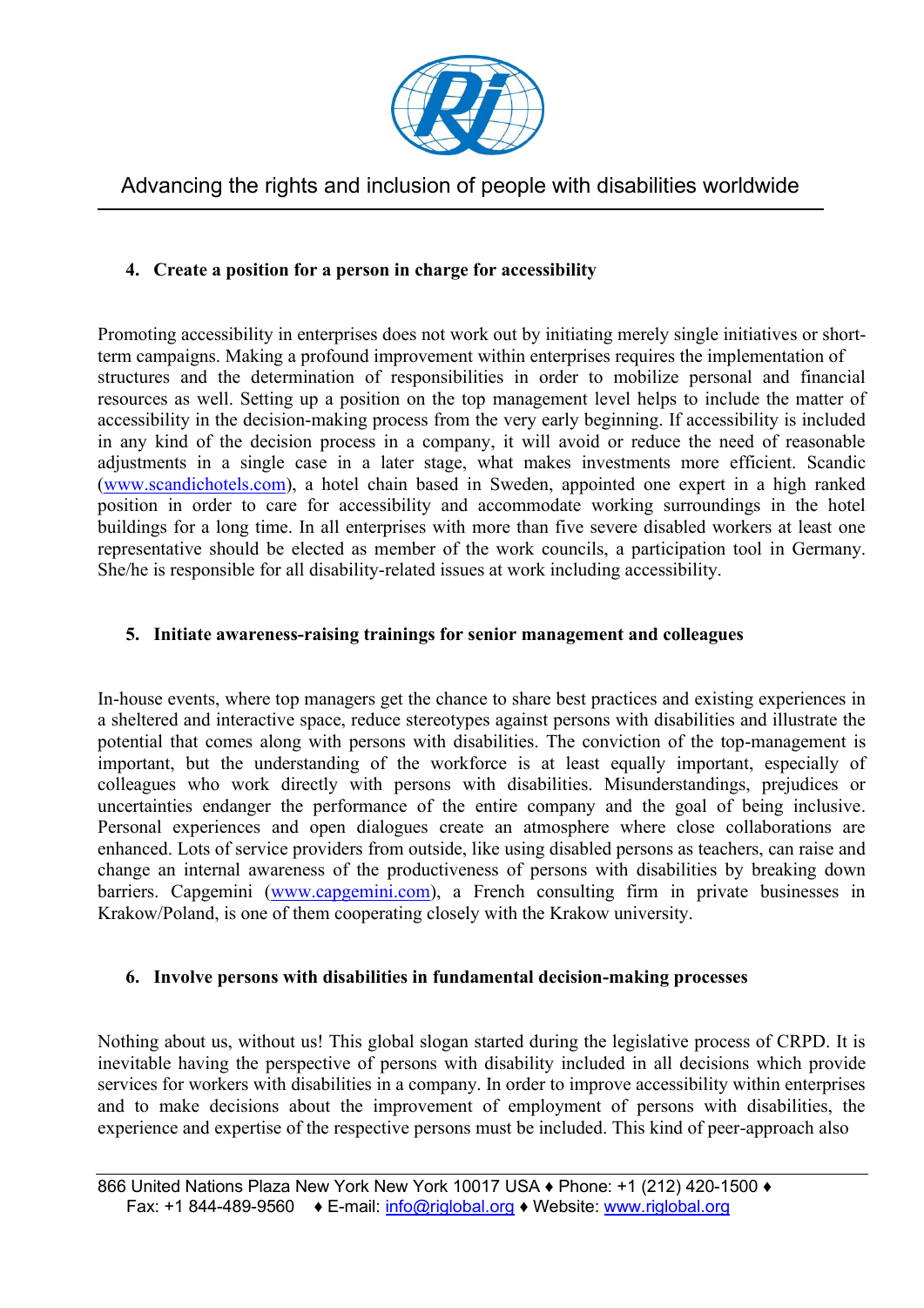4. **Create a position for a person in charge for accessibility**

Promoting accessibility in enterprises does not work out by initiating merely single initiatives or short-term campaigns. Making a profound improvement within enterprises requires the implementation of structures and the determination of responsibilities in order to mobilize personal and financial resources as well. Setting up a position on the top management level helps to include the matter of accessibility in the decision-making process from the very early beginning. If accessibility is included in any kind of the decision process in a company, it will avoid or reduce the need of reasonable adjustments in a single case in a later stage, what makes investments more efficient. Scandic (www.scandichotels.com), a hotel chain based in Sweden, appointed one expert in a high ranked position in order to care for accessibility and accommodate working surroundings in the hotel buildings for a long time. In all enterprises with more than five severe disabled workers at least one representative should be elected as member of the work councils, a participation tool in Germany. She/he is responsible for all disability-related issues at work including accessibility.

5. **Initiate awareness-raising trainings for senior management and colleagues**

In-house events, where top managers get the chance to share best practices and existing experiences in a sheltered and interactive space, reduce stereotypes against persons with disabilities and illustrate the potential that comes along with persons with disabilities. The conviction of the top-management is important, but the understanding of the workforce is at least equally important, especially of colleagues who work directly with persons with disabilities. Misunderstandings, prejudices or uncertainties endanger the performance of the entire company and the goal of being inclusive. Personal experiences and open dialogues create an atmosphere where close collaborations are enhanced. Lots of service providers from outside, like using disabled persons as teachers, can raise and change an internal awareness of the productiveness of persons with disabilities by breaking down barriers. Capgemini (www.capgemini.com), a French consulting firm in private businesses in Krakow/Poland, is one of them cooperating closely with the Krakow university.

6. **Involve persons with disabilities in fundamental decision-making processes**

Nothing about us, without us! This global slogan started during the legislative process of CRPD. It is inevitable having the perspective of persons with disability included in all decisions which provide services for workers with disabilities in a company. In order to improve accessibility within enterprises and to make decisions about the improvement of employment of persons with disabilities, the experience and expertise of the respective persons must be included. This kind of peer-approach also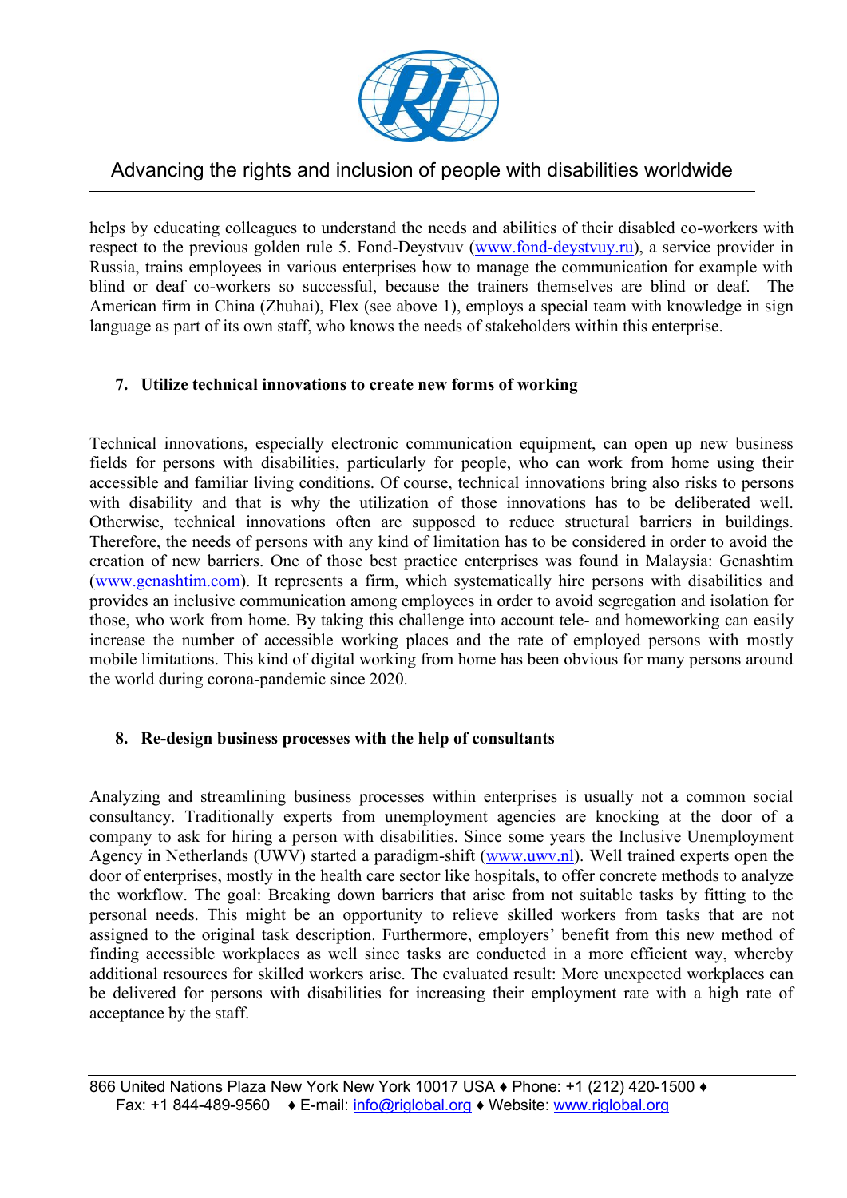helps by educating colleagues to understand the needs and abilities of their disabled co-workers with respect to the previous golden rule 5. Fond-Deystvuv (www.fond-deystvuy.ru), a service provider in Russia, trains employees in various enterprises how to manage the communication for example with blind or deaf co-workers so successful, because the trainers themselves are blind or deaf. The American firm in China (Zhuhai), Flex (see above 1), employs a special team with knowledge in sign language as part of its own staff, who knows the needs of stakeholders within this enterprise.

## 7. Utilize technical innovations to create new forms of working

Technical innovations, especially electronic communication equipment, can open up new business fields for persons with disabilities, particularly for people, who can work from home using their accessible and familiar living conditions. Of course, technical innovations bring also risks to persons with disability and that is why the utilization of those innovations has to be deliberated well. Otherwise, technical innovations often are supposed to reduce structural barriers in buildings. Therefore, the needs of persons with any kind of limitation has to be considered in order to avoid the creation of new barriers. One of those best practice enterprises was found in Malaysia: Genashtim (www.genashtim.com). It represents a firm, which systematically hire persons with disabilities and provides an inclusive communication among employees in order to avoid segregation and isolation for those, who work from home. By taking this challenge into account tele- and homeworking can easily increase the number of accessible working places and the rate of employed persons with mostly mobile limitations. This kind of digital working from home has been obvious for many persons around the world during corona-pandemic since 2020.

## 8. Re-design business processes with the help of consultants

Analyzing and streamlining business processes within enterprises is usually not a common social consultancy. Traditionally experts from unemployment agencies are knocking at the door of a company to ask for hiring a person with disabilities. Since some years the Inclusive Unemployment Agency in Netherlands (UWV) started a paradigm-shift (www.uwv.nl). Well trained experts open the door of enterprises, mostly in the health care sector like hospitals, to offer concrete methods to analyze the workflow. The goal: Breaking down barriers that arise from not suitable tasks by fitting to the personal needs. This might be an opportunity to relieve skilled workers from tasks that are not assigned to the original task description. Furthermore, employers' benefit from this new method of finding accessible workplaces as well since tasks are conducted in a more efficient way, whereby additional resources for skilled workers arise. The evaluated result: More unexpected workplaces can be delivered for persons with disabilities for increasing their employment rate with a high rate of acceptance by the staff.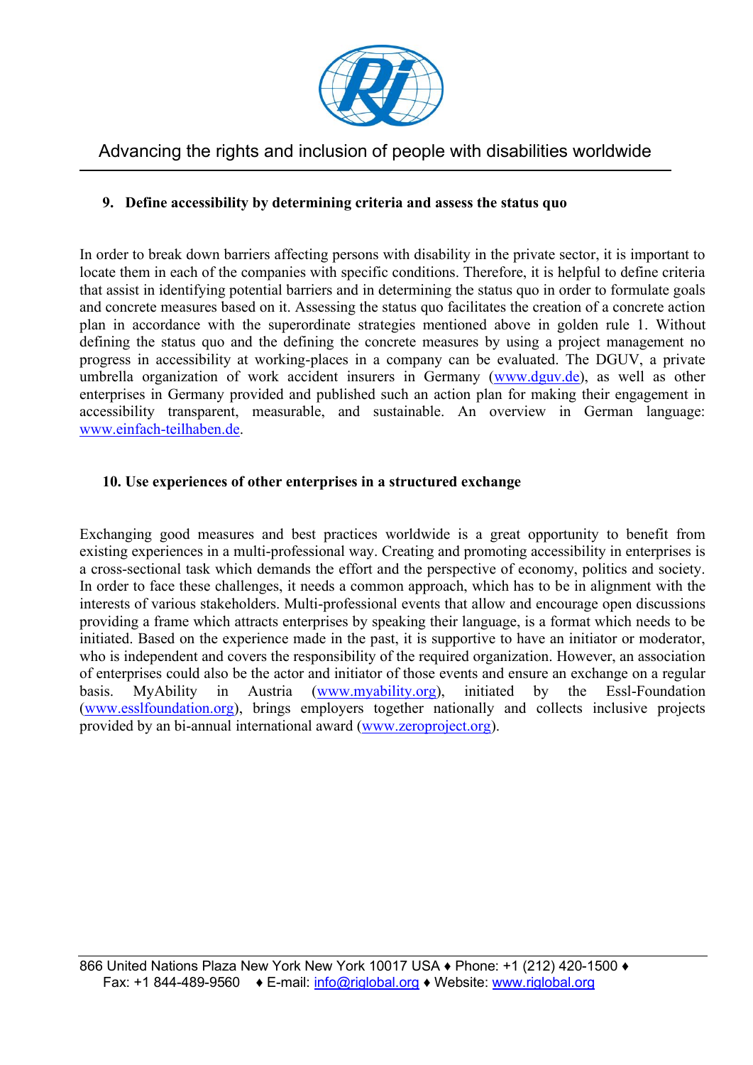## 9. Define accessibility by determining criteria and assess the status quo

In order to break down barriers affecting persons with disability in the private sector, it is important to locate them in each of the companies with specific conditions. Therefore, it is helpful to define criteria that assist in identifying potential barriers and in determining the status quo in order to formulate goals and concrete measures based on it. Assessing the status quo facilitates the creation of a concrete action plan in accordance with the superordinate strategies mentioned above in golden rule 1. Without defining the status quo and the defining the concrete measures by using a project management no progress in accessibility at working-places in a company can be evaluated. The DGUV, a private umbrella organization of work accident insurers in Germany (www.dguv.de), as well as other enterprises in Germany provided and published such an action plan for making their engagement in accessibility transparent, measurable, and sustainable. An overview in German language: www.einfach-teilhaben.de.

## 10. Use experiences of other enterprises in a structured exchange

Exchanging good measures and best practices worldwide is a great opportunity to benefit from existing experiences in a multi-professional way. Creating and promoting accessibility in enterprises is a cross-sectional task which demands the effort and the perspective of economy, politics and society. In order to face these challenges, it needs a common approach, which has to be in alignment with the interests of various stakeholders. Multi-professional events that allow and encourage open discussions providing a frame which attracts enterprises by speaking their language, is a format which needs to be initiated. Based on the experience made in the past, it is supportive to have an initiator or moderator, who is independent and covers the responsibility of the required organization. However, an association of enterprises could also be the actor and initiator of those events and ensure an exchange on a regular basis. MyAbility in Austria (www.myability.org), initiated by the Essl-Foundation (www.esslfoundation.org), brings employers together nationally and collects inclusive projects provided by an bi-annual international award (www.zeroproject.org).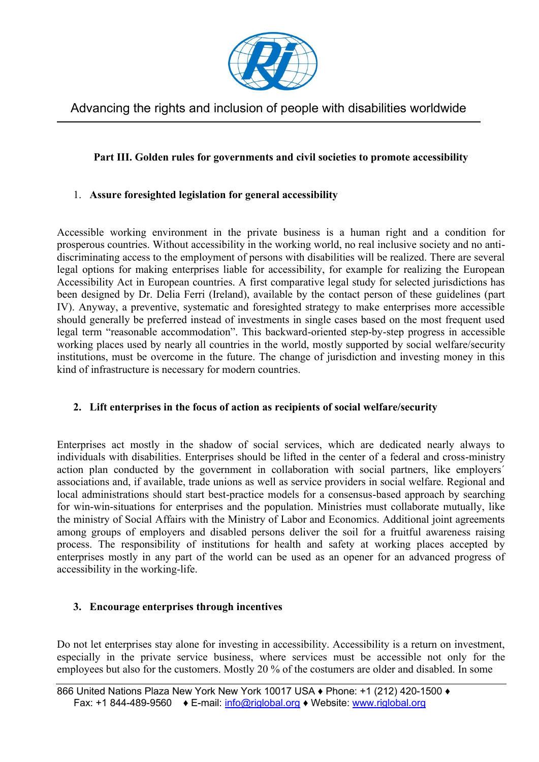**Part III. Golden rules for governments and civil societies to promote accessibility**

1. **Assure foresighted legislation for general accessibility**

Accessible working environment in the private business is a human right and a condition for prosperous countries. Without accessibility in the working world, no real inclusive society and no anti-discriminating access to the employment of persons with disabilities will be realized. There are several legal options for making enterprises liable for accessibility, for example for realizing the European Accessibility Act in European countries. A first comparative legal study for selected jurisdictions has been designed by Dr. Delia Ferri (Ireland), available by the contact person of these guidelines (part IV). Anyway, a preventive, systematic and foresighted strategy to make enterprises more accessible should generally be preferred instead of investments in single cases based on the most frequent used legal term "reasonable accommodation". This backward-oriented step-by-step progress in accessible working places used by nearly all countries in the world, mostly supported by social welfare/security institutions, must be overcome in the future. The change of jurisdiction and investing money in this kind of infrastructure is necessary for modern countries.

2. **Lift enterprises in the focus of action as recipients of social welfare/security**

Enterprises act mostly in the shadow of social services, which are dedicated nearly always to individuals with disabilities. Enterprises should be lifted in the center of a federal and cross-ministry action plan conducted by the government in collaboration with social partners, like employers´ associations and, if available, trade unions as well as service providers in social welfare. Regional and local administrations should start best-practice models for a consensus-based approach by searching for win-win-situations for enterprises and the population. Ministries must collaborate mutually, like the ministry of Social Affairs with the Ministry of Labor and Economics. Additional joint agreements among groups of employers and disabled persons deliver the soil for a fruitful awareness raising process. The responsibility of institutions for health and safety at working places accepted by enterprises mostly in any part of the world can be used as an opener for an advanced progress of accessibility in the working-life.

3. **Encourage enterprises through incentives**

Do not let enterprises stay alone for investing in accessibility. Accessibility is a return on investment, especially in the private service business, where services must be accessible not only for the employees but also for the customers. Mostly 20 % of the costumers are older and disabled. In some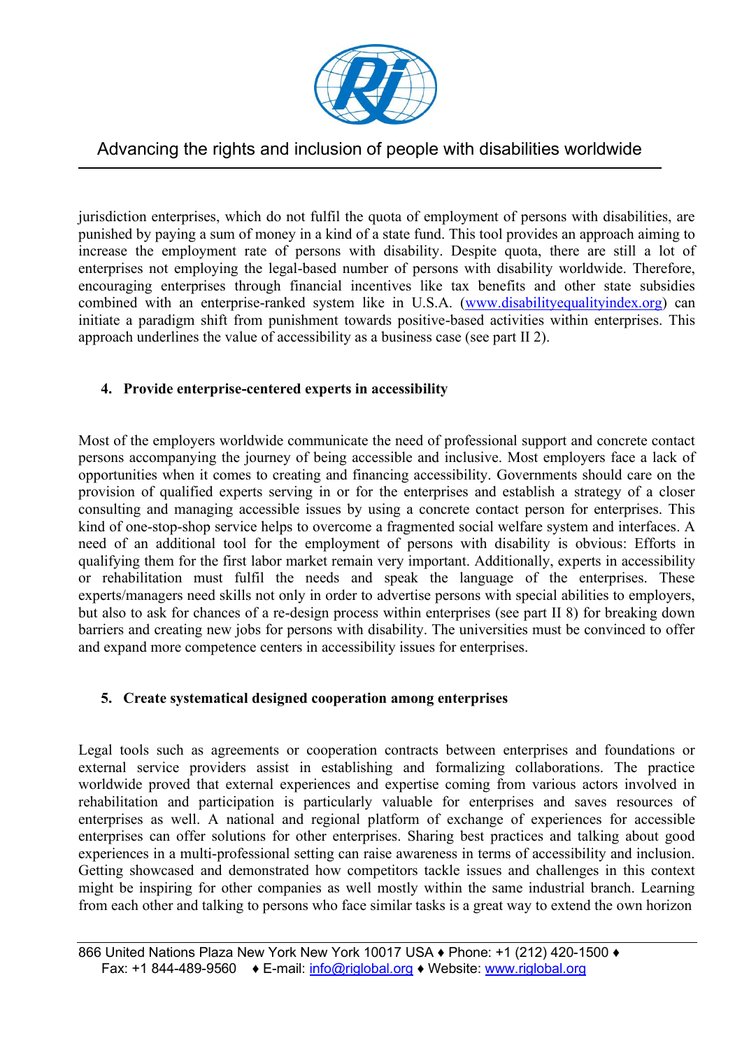jurisdiction enterprises, which do not fulfil the quota of employment of persons with disabilities, are punished by paying a sum of money in a kind of a state fund. This tool provides an approach aiming to increase the employment rate of persons with disability. Despite quota, there are still a lot of enterprises not employing the legal-based number of persons with disability worldwide. Therefore, encouraging enterprises through financial incentives like tax benefits and other state subsidies combined with an enterprise-ranked system like in U.S.A. ([www.disabilityequalityindex.org](http://www.disabilityequalityindex.org)) can initiate a paradigm shift from punishment towards positive-based activities within enterprises. This approach underlines the value of accessibility as a business case (see part II 2).

### 4. Provide enterprise-centered experts in accessibility

Most of the employers worldwide communicate the need of professional support and concrete contact persons accompanying the journey of being accessible and inclusive. Most employers face a lack of opportunities when it comes to creating and financing accessibility. Governments should care on the provision of qualified experts serving in or for the enterprises and establish a strategy of a closer consulting and managing accessible issues by using a concrete contact person for enterprises. This kind of one-stop-shop service helps to overcome a fragmented social welfare system and interfaces. A need of an additional tool for the employment of persons with disability is obvious: Efforts in qualifying them for the first labor market remain very important. Additionally, experts in accessibility or rehabilitation must fulfil the needs and speak the language of the enterprises. These experts/managers need skills not only in order to advertise persons with special abilities to employers, but also to ask for chances of a re-design process within enterprises (see part II 8) for breaking down barriers and creating new jobs for persons with disability. The universities must be convinced to offer and expand more competence centers in accessibility issues for enterprises.

### 5. Create systematical designed cooperation among enterprises

Legal tools such as agreements or cooperation contracts between enterprises and foundations or external service providers assist in establishing and formalizing collaborations. The practice worldwide proved that external experiences and expertise coming from various actors involved in rehabilitation and participation is particularly valuable for enterprises and saves resources of enterprises as well. A national and regional platform of exchange of experiences for accessible enterprises can offer solutions for other enterprises. Sharing best practices and talking about good experiences in a multi-professional setting can raise awareness in terms of accessibility and inclusion. Getting showcased and demonstrated how competitors tackle issues and challenges in this context might be inspiring for other companies as well mostly within the same industrial branch. Learning from each other and talking to persons who face similar tasks is a great way to extend the own horizon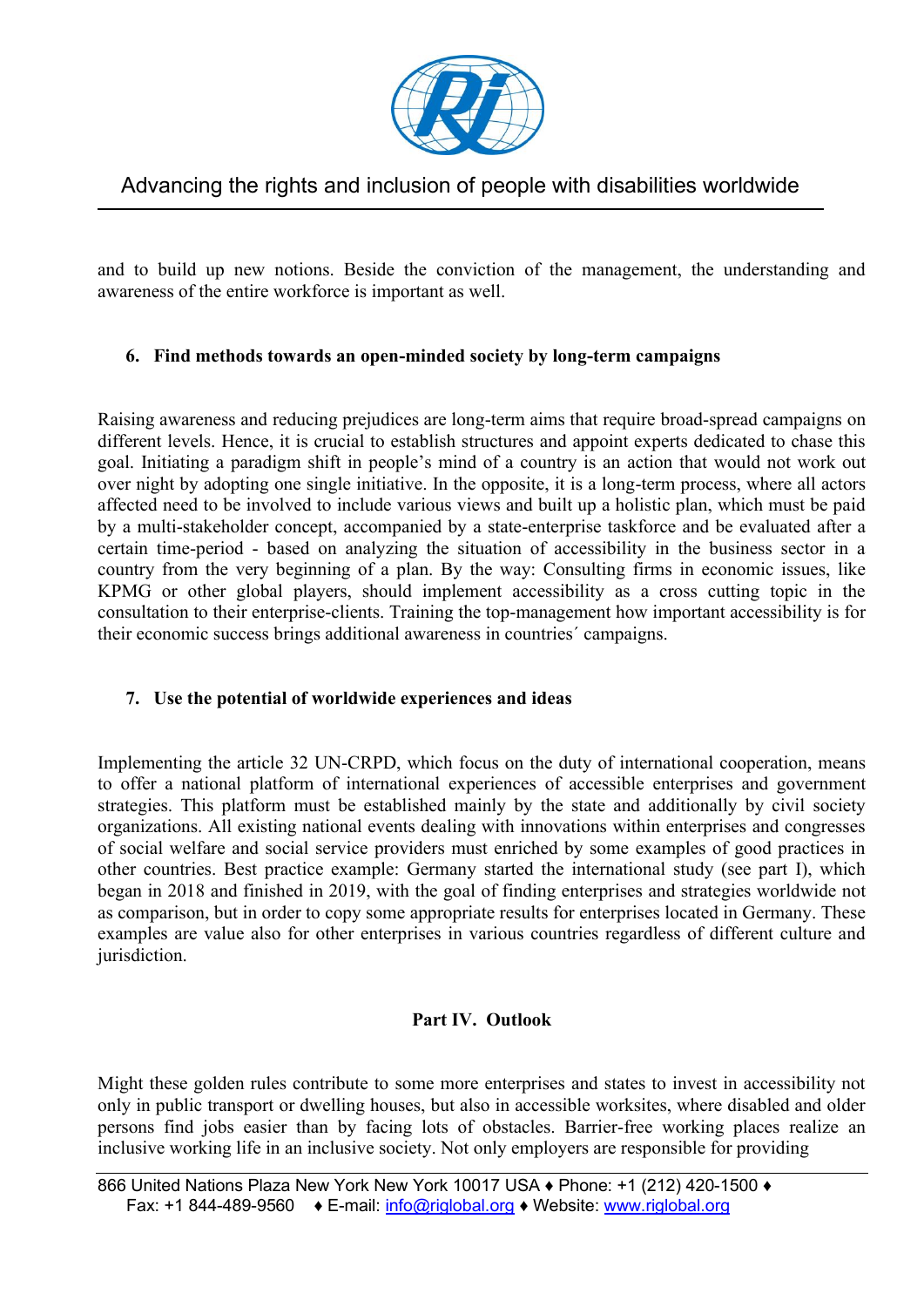and to build up new notions. Beside the conviction of the management, the understanding and awareness of the entire workforce is important as well.

### 6. Find methods towards an open-minded society by long-term campaigns

Raising awareness and reducing prejudices are long-term aims that require broad-spread campaigns on different levels. Hence, it is crucial to establish structures and appoint experts dedicated to chase this goal. Initiating a paradigm shift in people's mind of a country is an action that would not work out over night by adopting one single initiative. In the opposite, it is a long-term process, where all actors affected need to be involved to include various views and built up a holistic plan, which must be paid by a multi-stakeholder concept, accompanied by a state-enterprise taskforce and be evaluated after a certain time-period - based on analyzing the situation of accessibility in the business sector in a country from the very beginning of a plan. By the way: Consulting firms in economic issues, like KPMG or other global players, should implement accessibility as a cross cutting topic in the consultation to their enterprise-clients. Training the top-management how important accessibility is for their economic success brings additional awareness in countries´ campaigns.

### 7. Use the potential of worldwide experiences and ideas

Implementing the article 32 UN-CRPD, which focus on the duty of international cooperation, means to offer a national platform of international experiences of accessible enterprises and government strategies. This platform must be established mainly by the state and additionally by civil society organizations. All existing national events dealing with innovations within enterprises and congresses of social welfare and social service providers must enriched by some examples of good practices in other countries. Best practice example: Germany started the international study (see part I), which began in 2018 and finished in 2019, with the goal of finding enterprises and strategies worldwide not as comparison, but in order to copy some appropriate results for enterprises located in Germany. These examples are value also for other enterprises in various countries regardless of different culture and jurisdiction.

## Part IV. Outlook

Might these golden rules contribute to some more enterprises and states to invest in accessibility not only in public transport or dwelling houses, but also in accessible worksites, where disabled and older persons find jobs easier than by facing lots of obstacles. Barrier-free working places realize an inclusive working life in an inclusive society. Not only employers are responsible for providing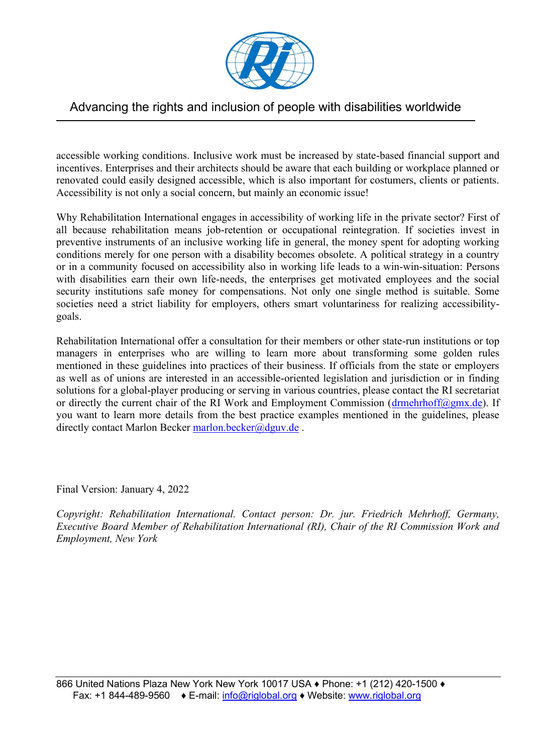accessible working conditions. Inclusive work must be increased by state-based financial support and incentives. Enterprises and their architects should be aware that each building or workplace planned or renovated could easily designed accessible, which is also important for costumers, clients or patients. Accessibility is not only a social concern, but mainly an economic issue!

Why Rehabilitation International engages in accessibility of working life in the private sector? First of all because rehabilitation means job-retention or occupational reintegration. If societies invest in preventive instruments of an inclusive working life in general, the money spent for adopting working conditions merely for one person with a disability becomes obsolete. A political strategy in a country or in a community focused on accessibility also in working life leads to a win-win-situation: Persons with disabilities earn their own life-needs, the enterprises get motivated employees and the social security institutions safe money for compensations. Not only one single method is suitable. Some societies need a strict liability for employers, others smart voluntariness for realizing accessibility-goals.

Rehabilitation International offer a consultation for their members or other state-run institutions or top managers in enterprises who are willing to learn more about transforming some golden rules mentioned in these guidelines into practices of their business. If officials from the state or employers as well as of unions are interested in an accessible-oriented legislation and jurisdiction or in finding solutions for a global-player producing or serving in various countries, please contact the RI secretariat or directly the current chair of the RI Work and Employment Commission (drmehrhoff@gmx.de). If you want to learn more details from the best practice examples mentioned in the guidelines, please directly contact Marlon Becker marlon.becker@dguv.de .

Final Version: January 4, 2022

*Copyright: Rehabilitation International. Contact person: Dr. jur. Friedrich Mehrhoff, Germany, Executive Board Member of Rehabilitation International (RI), Chair of the RI Commission Work and Employment, New York*